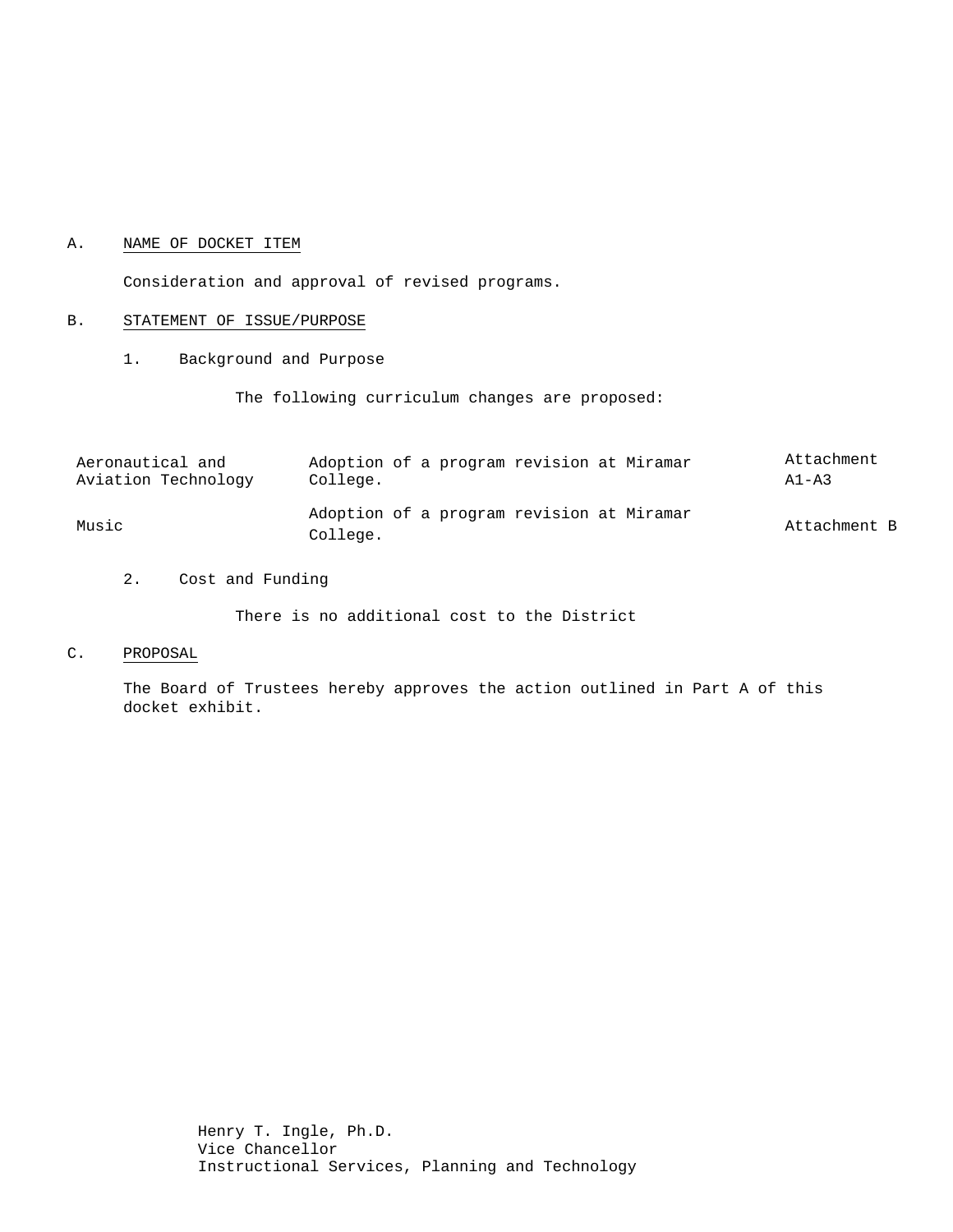A. NAME OF DOCKET ITEM

Consideration and approval of revised programs.

B. STATEMENT OF ISSUE/PURPOSE

1. Background and Purpose

The following curriculum changes are proposed:

| | | |
|---|---|---|
| Aeronautical and Aviation Technology | Adoption of a program revision at Miramar College. | Attachment A1-A3 |
| Music | Adoption of a program revision at Miramar College. | Attachment B |

2. Cost and Funding

There is no additional cost to the District

C. PROPOSAL

The Board of Trustees hereby approves the action outlined in Part A of this docket exhibit.

Henry T. Ingle, Ph.D.
Vice Chancellor
Instructional Services, Planning and Technology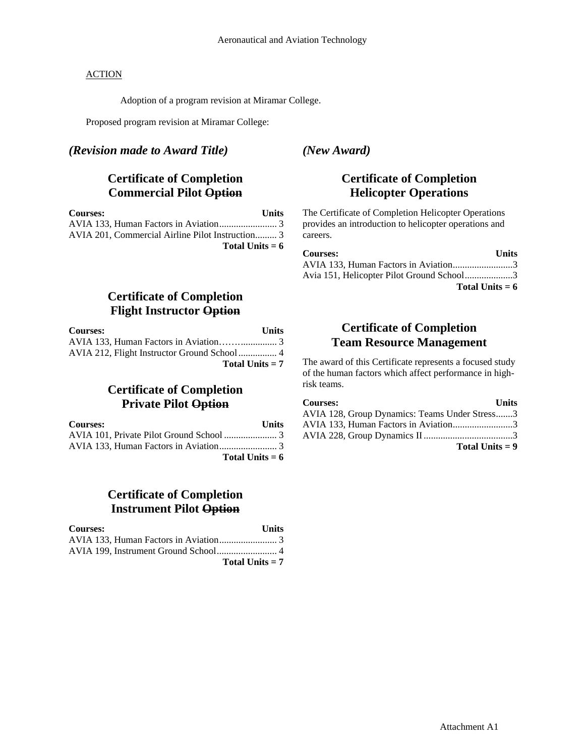ACTION

Adoption of a program revision at Miramar College.

Proposed program revision at Miramar College:

***(Revision made to Award Title)***

## Certificate of Completion Commercial Pilot ~~Option~~

| Courses: | Units |
|---|---|
| AVIA 133, Human Factors in Aviation | 3 |
| AVIA 201, Commercial Airline Pilot Instruction | 3 |
| **Total Units = 6** | |

## Certificate of Completion Flight Instructor ~~Option~~

| Courses: | Units |
|---|---|
| AVIA 133, Human Factors in Aviation | 3 |
| AVIA 212, Flight Instructor Ground School | 4 |
| **Total Units = 7** | |

## Certificate of Completion Private Pilot ~~Option~~

| Courses: | Units |
|---|---|
| AVIA 101, Private Pilot Ground School | 3 |
| AVIA 133, Human Factors in Aviation | 3 |
| **Total Units = 6** | |

## Certificate of Completion Instrument Pilot ~~Option~~

| Courses: | Units |
|---|---|
| AVIA 133, Human Factors in Aviation | 3 |
| AVIA 199, Instrument Ground School | 4 |
| **Total Units = 7** | |

***(New Award)***

## Certificate of Completion Helicopter Operations

The Certificate of Completion Helicopter Operations provides an introduction to helicopter operations and careers.

| Courses: | Units |
|---|---|
| AVIA 133, Human Factors in Aviation | 3 |
| Avia 151, Helicopter Pilot Ground School | 3 |
| **Total Units = 6** | |

## Certificate of Completion Team Resource Management

The award of this Certificate represents a focused study of the human factors which affect performance in high-risk teams.

| Courses: | Units |
|---|---|
| AVIA 128, Group Dynamics: Teams Under Stress | 3 |
| AVIA 133, Human Factors in Aviation | 3 |
| AVIA 228, Group Dynamics II | 3 |
| **Total Units = 9** | |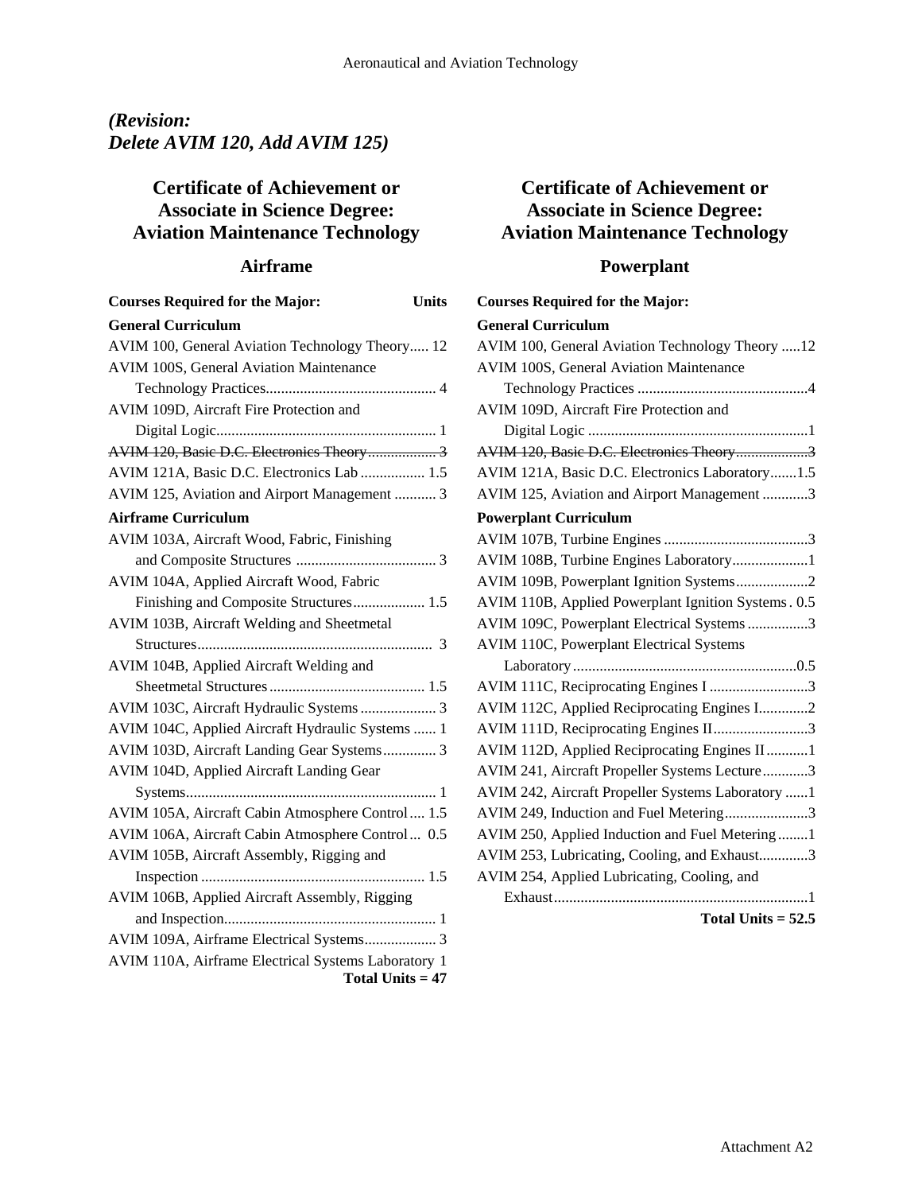***(Revision: Delete AVIM 120, Add AVIM 125)***

## Certificate of Achievement or Associate in Science Degree: Aviation Maintenance Technology

### Airframe

| Courses Required for the Major: | Units |
|---|---|
| **General Curriculum** | |
| AVIM 100, General Aviation Technology Theory | 12 |
| AVIM 100S, General Aviation Maintenance Technology Practices | 4 |
| AVIM 109D, Aircraft Fire Protection and Digital Logic | 1 |
| ~~AVIM 120, Basic D.C. Electronics Theory~~ | ~~3~~ |
| AVIM 121A, Basic D.C. Electronics Lab | 1.5 |
| AVIM 125, Aviation and Airport Management | 3 |
| **Airframe Curriculum** | |
| AVIM 103A, Aircraft Wood, Fabric, Finishing and Composite Structures | 3 |
| AVIM 104A, Applied Aircraft Wood, Fabric Finishing and Composite Structures | 1.5 |
| AVIM 103B, Aircraft Welding and Sheetmetal Structures | 3 |
| AVIM 104B, Applied Aircraft Welding and Sheetmetal Structures | 1.5 |
| AVIM 103C, Aircraft Hydraulic Systems | 3 |
| AVIM 104C, Applied Aircraft Hydraulic Systems | 1 |
| AVIM 103D, Aircraft Landing Gear Systems | 3 |
| AVIM 104D, Applied Aircraft Landing Gear Systems | 1 |
| AVIM 105A, Aircraft Cabin Atmosphere Control | 1.5 |
| AVIM 106A, Aircraft Cabin Atmosphere Control | 0.5 |
| AVIM 105B, Aircraft Assembly, Rigging and Inspection | 1.5 |
| AVIM 106B, Applied Aircraft Assembly, Rigging and Inspection | 1 |
| AVIM 109A, Airframe Electrical Systems | 3 |
| AVIM 110A, Airframe Electrical Systems Laboratory | 1 |
| | **Total Units = 47** |

## Certificate of Achievement or Associate in Science Degree: Aviation Maintenance Technology

### Powerplant

| Courses Required for the Major: | |
|---|---|
| **General Curriculum** | |
| AVIM 100, General Aviation Technology Theory | 12 |
| AVIM 100S, General Aviation Maintenance Technology Practices | 4 |
| AVIM 109D, Aircraft Fire Protection and Digital Logic | 1 |
| ~~AVIM 120, Basic D.C. Electronics Theory~~ | ~~3~~ |
| AVIM 121A, Basic D.C. Electronics Laboratory | 1.5 |
| AVIM 125, Aviation and Airport Management | 3 |
| **Powerplant Curriculum** | |
| AVIM 107B, Turbine Engines | 3 |
| AVIM 108B, Turbine Engines Laboratory | 1 |
| AVIM 109B, Powerplant Ignition Systems | 2 |
| AVIM 110B, Applied Powerplant Ignition Systems | 0.5 |
| AVIM 109C, Powerplant Electrical Systems | 3 |
| AVIM 110C, Powerplant Electrical Systems Laboratory | 0.5 |
| AVIM 111C, Reciprocating Engines I | 3 |
| AVIM 112C, Applied Reciprocating Engines I | 2 |
| AVIM 111D, Reciprocating Engines II | 3 |
| AVIM 112D, Applied Reciprocating Engines II | 1 |
| AVIM 241, Aircraft Propeller Systems Lecture | 3 |
| AVIM 242, Aircraft Propeller Systems Laboratory | 1 |
| AVIM 249, Induction and Fuel Metering | 3 |
| AVIM 250, Applied Induction and Fuel Metering | 1 |
| AVIM 253, Lubricating, Cooling, and Exhaust | 3 |
| AVIM 254, Applied Lubricating, Cooling, and Exhaust | 1 |
| | **Total Units = 52.5** |

Attachment A2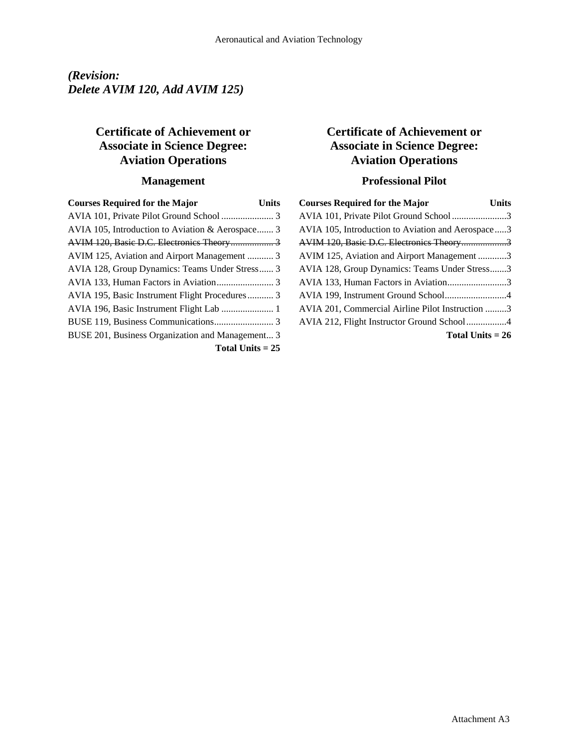*(Revision:*
*Delete AVIM 120, Add AVIM 125)*

## Certificate of Achievement or Associate in Science Degree: Aviation Operations

### Management

| Courses Required for the Major | Units |
|---|---|
| AVIA 101, Private Pilot Ground School | 3 |
| AVIA 105, Introduction to Aviation & Aerospace | 3 |
| ~~AVIM 120, Basic D.C. Electronics Theory~~ | ~~3~~ |
| AVIM 125, Aviation and Airport Management | 3 |
| AVIA 128, Group Dynamics: Teams Under Stress | 3 |
| AVIA 133, Human Factors in Aviation | 3 |
| AVIA 195, Basic Instrument Flight Procedures | 3 |
| AVIA 196, Basic Instrument Flight Lab | 1 |
| BUSE 119, Business Communications | 3 |
| BUSE 201, Business Organization and Management | 3 |
| **Total Units = 25** | |

## Certificate of Achievement or Associate in Science Degree: Aviation Operations

### Professional Pilot

| Courses Required for the Major | Units |
|---|---|
| AVIA 101, Private Pilot Ground School | 3 |
| AVIA 105, Introduction to Aviation and Aerospace | 3 |
| ~~AVIM 120, Basic D.C. Electronics Theory~~ | ~~3~~ |
| AVIM 125, Aviation and Airport Management | 3 |
| AVIA 128, Group Dynamics: Teams Under Stress | 3 |
| AVIA 133, Human Factors in Aviation | 3 |
| AVIA 199, Instrument Ground School | 4 |
| AVIA 201, Commercial Airline Pilot Instruction | 3 |
| AVIA 212, Flight Instructor Ground School | 4 |
| **Total Units = 26** | |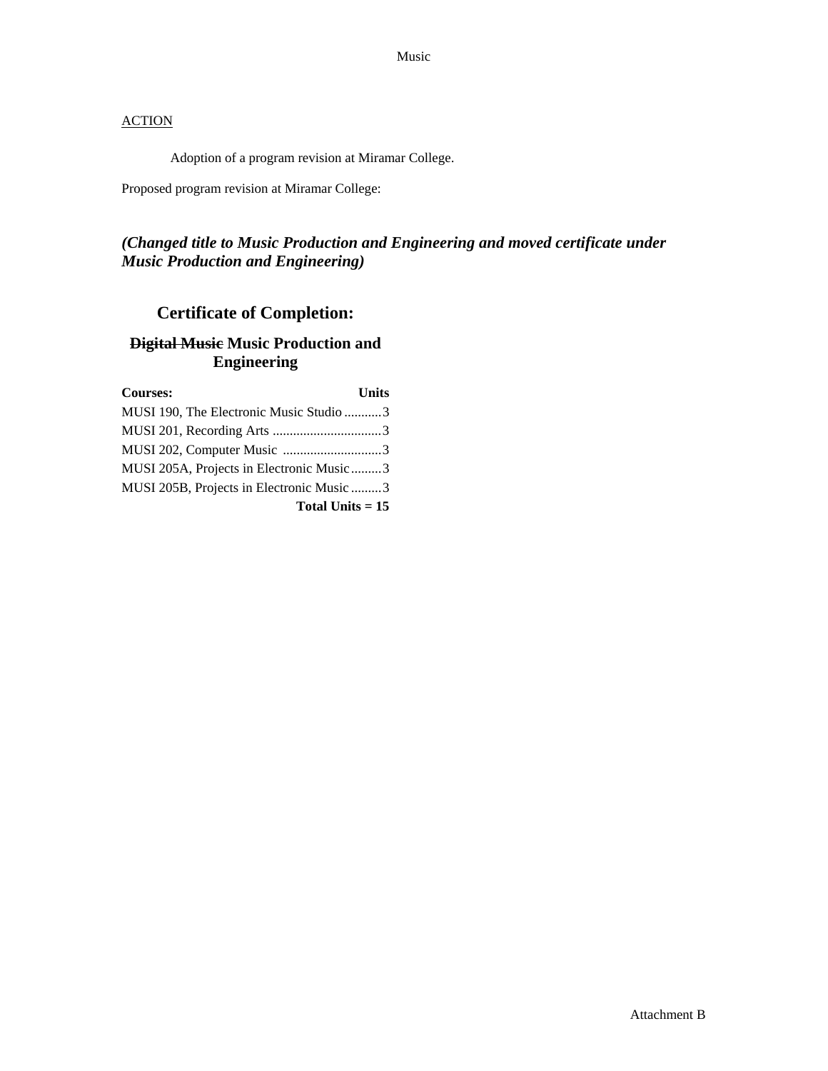ACTION

Adoption of a program revision at Miramar College.

Proposed program revision at Miramar College:

***(Changed title to Music Production and Engineering and moved certificate under Music Production and Engineering)***

## Certificate of Completion:

### ~~Digital Music~~ Music Production and Engineering

| Courses: | Units |
|---|---|
| MUSI 190, The Electronic Music Studio | 3 |
| MUSI 201, Recording Arts | 3 |
| MUSI 202, Computer Music | 3 |
| MUSI 205A, Projects in Electronic Music | 3 |
| MUSI 205B, Projects in Electronic Music | 3 |
| | **Total Units = 15** |

Attachment B